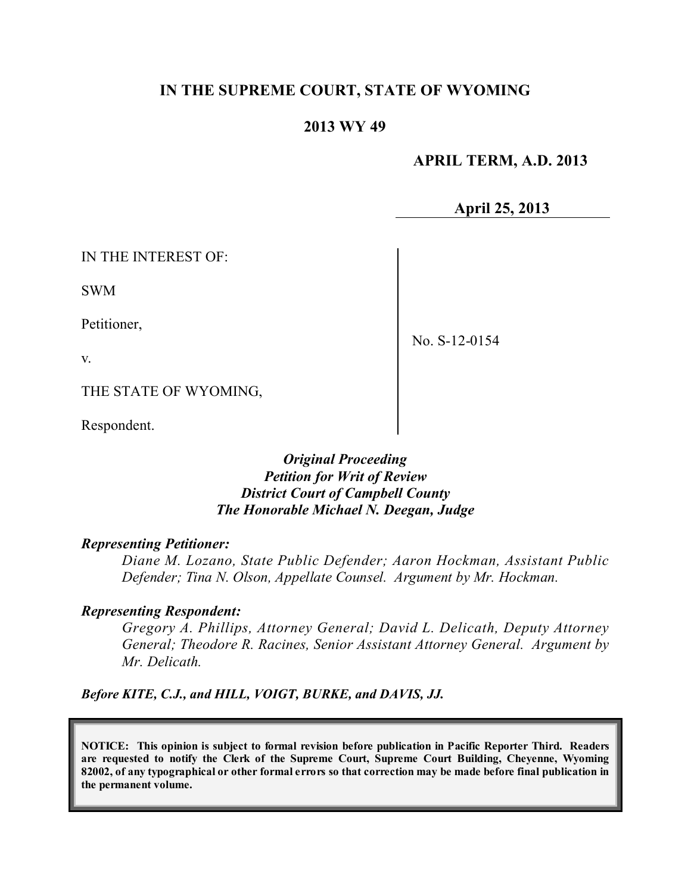# IN THE SUPREME COURT, STATE OF WYOMING

## 2013 WY 49

**APRIL TERM, A.D. 2013**

**April 25, 2013**

IN THE INTEREST OF:

SWM

Petitioner,

v.

THE STATE OF WYOMING,

Respondent.

No. S-12-0154

***Original Proceeding***
***Petition for Writ of Review***
***District Court of Campbell County***
***The Honorable Michael N. Deegan, Judge***

***Representing Petitioner:***

*Diane M. Lozano, State Public Defender; Aaron Hockman, Assistant Public Defender; Tina N. Olson, Appellate Counsel. Argument by Mr. Hockman.*

***Representing Respondent:***

*Gregory A. Phillips, Attorney General; David L. Delicath, Deputy Attorney General; Theodore R. Racines, Senior Assistant Attorney General. Argument by Mr. Delicath.*

***Before KITE, C.J., and HILL, VOIGT, BURKE, and DAVIS, JJ.***

**NOTICE: This opinion is subject to formal revision before publication in Pacific Reporter Third. Readers are requested to notify the Clerk of the Supreme Court, Supreme Court Building, Cheyenne, Wyoming 82002, of any typographical or other formal errors so that correction may be made before final publication in the permanent volume.**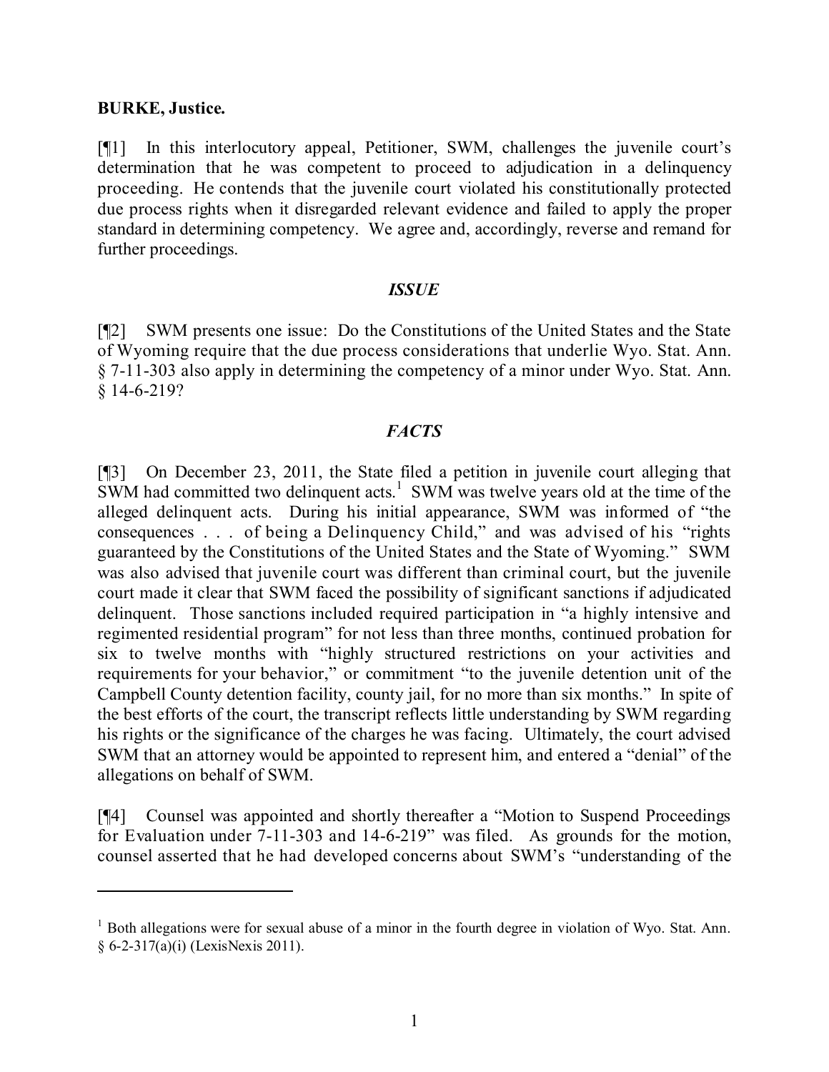**BURKE, Justice.**

[¶1] In this interlocutory appeal, Petitioner, SWM, challenges the juvenile court's determination that he was competent to proceed to adjudication in a delinquency proceeding. He contends that the juvenile court violated his constitutionally protected due process rights when it disregarded relevant evidence and failed to apply the proper standard in determining competency. We agree and, accordingly, reverse and remand for further proceedings.

### *ISSUE*

[¶2] SWM presents one issue: Do the Constitutions of the United States and the State of Wyoming require that the due process considerations that underlie Wyo. Stat. Ann. § 7-11-303 also apply in determining the competency of a minor under Wyo. Stat. Ann. § 14-6-219?

### *FACTS*

[¶3] On December 23, 2011, the State filed a petition in juvenile court alleging that SWM had committed two delinquent acts.[1] SWM was twelve years old at the time of the alleged delinquent acts. During his initial appearance, SWM was informed of "the consequences . . . of being a Delinquency Child," and was advised of his "rights guaranteed by the Constitutions of the United States and the State of Wyoming." SWM was also advised that juvenile court was different than criminal court, but the juvenile court made it clear that SWM faced the possibility of significant sanctions if adjudicated delinquent. Those sanctions included required participation in "a highly intensive and regimented residential program" for not less than three months, continued probation for six to twelve months with "highly structured restrictions on your activities and requirements for your behavior," or commitment "to the juvenile detention unit of the Campbell County detention facility, county jail, for no more than six months." In spite of the best efforts of the court, the transcript reflects little understanding by SWM regarding his rights or the significance of the charges he was facing. Ultimately, the court advised SWM that an attorney would be appointed to represent him, and entered a "denial" of the allegations on behalf of SWM.

[¶4] Counsel was appointed and shortly thereafter a "Motion to Suspend Proceedings for Evaluation under 7-11-303 and 14-6-219" was filed. As grounds for the motion, counsel asserted that he had developed concerns about SWM's "understanding of the

---

[1] Both allegations were for sexual abuse of a minor in the fourth degree in violation of Wyo. Stat. Ann. § 6-2-317(a)(i) (LexisNexis 2011).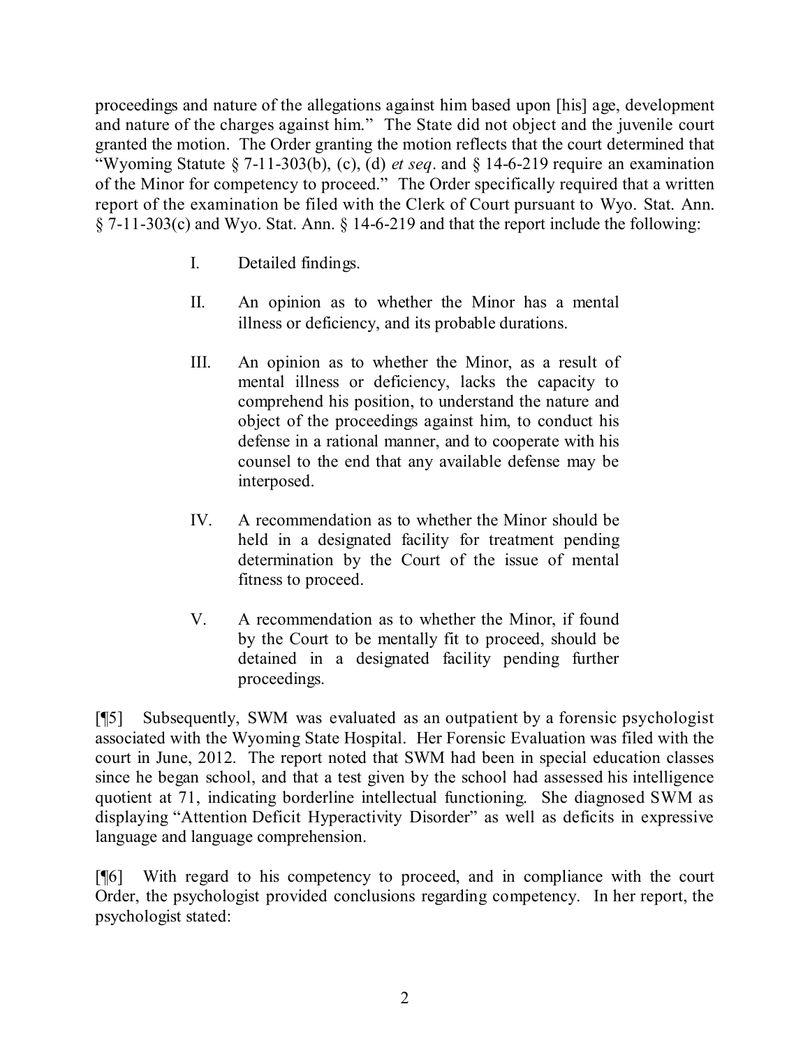proceedings and nature of the allegations against him based upon [his] age, development and nature of the charges against him." The State did not object and the juvenile court granted the motion. The Order granting the motion reflects that the court determined that "Wyoming Statute § 7-11-303(b), (c), (d) *et seq*. and § 14-6-219 require an examination of the Minor for competency to proceed." The Order specifically required that a written report of the examination be filed with the Clerk of Court pursuant to Wyo. Stat. Ann. § 7-11-303(c) and Wyo. Stat. Ann. § 14-6-219 and that the report include the following:

> I. Detailed findings.
>
> II. An opinion as to whether the Minor has a mental illness or deficiency, and its probable durations.
>
> III. An opinion as to whether the Minor, as a result of mental illness or deficiency, lacks the capacity to comprehend his position, to understand the nature and object of the proceedings against him, to conduct his defense in a rational manner, and to cooperate with his counsel to the end that any available defense may be interposed.
>
> IV. A recommendation as to whether the Minor should be held in a designated facility for treatment pending determination by the Court of the issue of mental fitness to proceed.
>
> V. A recommendation as to whether the Minor, if found by the Court to be mentally fit to proceed, should be detained in a designated facility pending further proceedings.

[¶5] Subsequently, SWM was evaluated as an outpatient by a forensic psychologist associated with the Wyoming State Hospital. Her Forensic Evaluation was filed with the court in June, 2012. The report noted that SWM had been in special education classes since he began school, and that a test given by the school had assessed his intelligence quotient at 71, indicating borderline intellectual functioning. She diagnosed SWM as displaying "Attention Deficit Hyperactivity Disorder" as well as deficits in expressive language and language comprehension.

[¶6] With regard to his competency to proceed, and in compliance with the court Order, the psychologist provided conclusions regarding competency. In her report, the psychologist stated: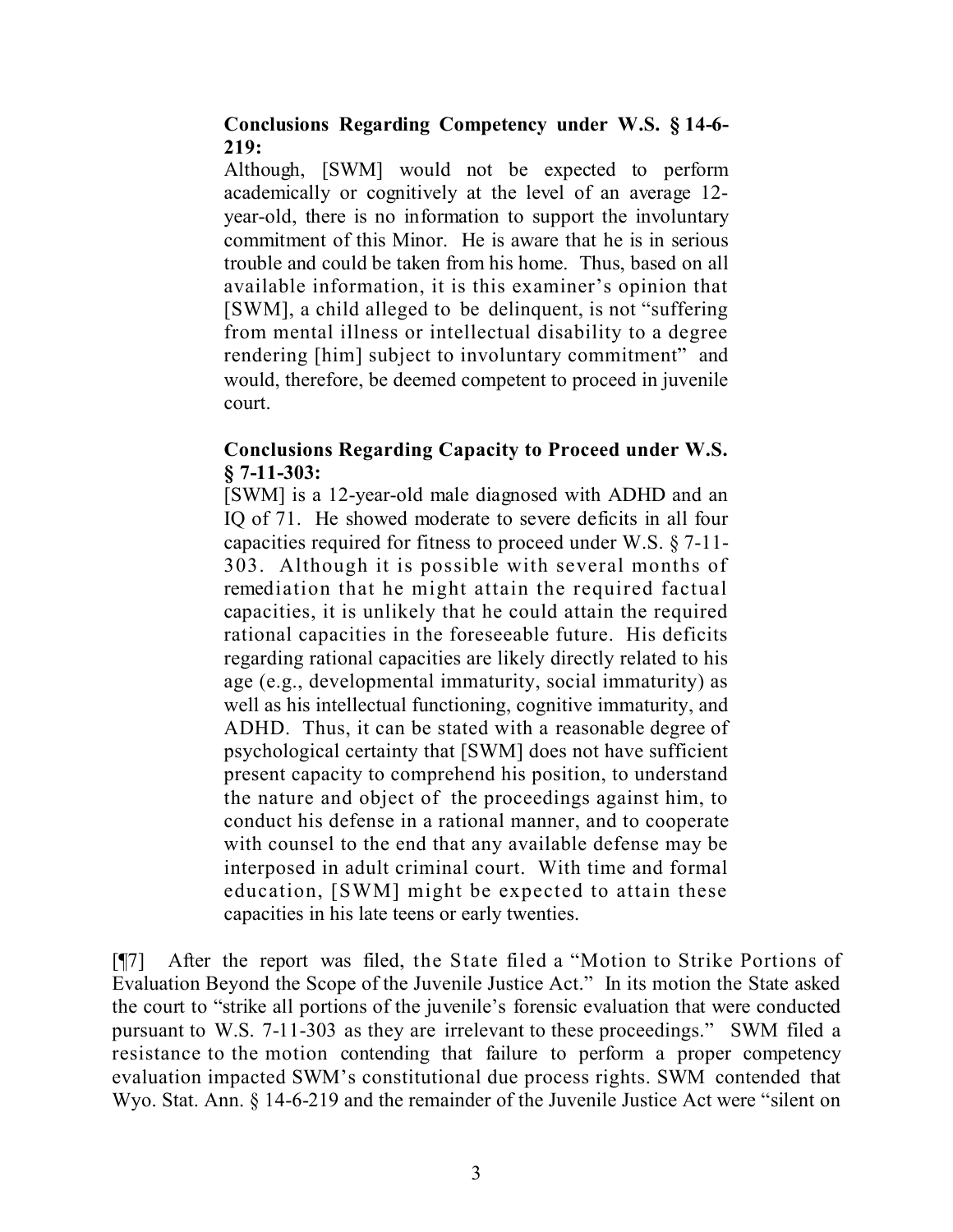> **Conclusions Regarding Competency under W.S. § 14-6-219:**
>
> Although, [SWM] would not be expected to perform academically or cognitively at the level of an average 12-year-old, there is no information to support the involuntary commitment of this Minor. He is aware that he is in serious trouble and could be taken from his home. Thus, based on all available information, it is this examiner's opinion that [SWM], a child alleged to be delinquent, is not "suffering from mental illness or intellectual disability to a degree rendering [him] subject to involuntary commitment" and would, therefore, be deemed competent to proceed in juvenile court.
>
> **Conclusions Regarding Capacity to Proceed under W.S. § 7-11-303:**
>
> [SWM] is a 12-year-old male diagnosed with ADHD and an IQ of 71. He showed moderate to severe deficits in all four capacities required for fitness to proceed under W.S. § 7-11-303. Although it is possible with several months of remediation that he might attain the required factual capacities, it is unlikely that he could attain the required rational capacities in the foreseeable future. His deficits regarding rational capacities are likely directly related to his age (e.g., developmental immaturity, social immaturity) as well as his intellectual functioning, cognitive immaturity, and ADHD. Thus, it can be stated with a reasonable degree of psychological certainty that [SWM] does not have sufficient present capacity to comprehend his position, to understand the nature and object of the proceedings against him, to conduct his defense in a rational manner, and to cooperate with counsel to the end that any available defense may be interposed in adult criminal court. With time and formal education, [SWM] might be expected to attain these capacities in his late teens or early twenties.

[¶7] After the report was filed, the State filed a "Motion to Strike Portions of Evaluation Beyond the Scope of the Juvenile Justice Act." In its motion the State asked the court to "strike all portions of the juvenile's forensic evaluation that were conducted pursuant to W.S. 7-11-303 as they are irrelevant to these proceedings." SWM filed a resistance to the motion contending that failure to perform a proper competency evaluation impacted SWM's constitutional due process rights. SWM contended that Wyo. Stat. Ann. § 14-6-219 and the remainder of the Juvenile Justice Act were "silent on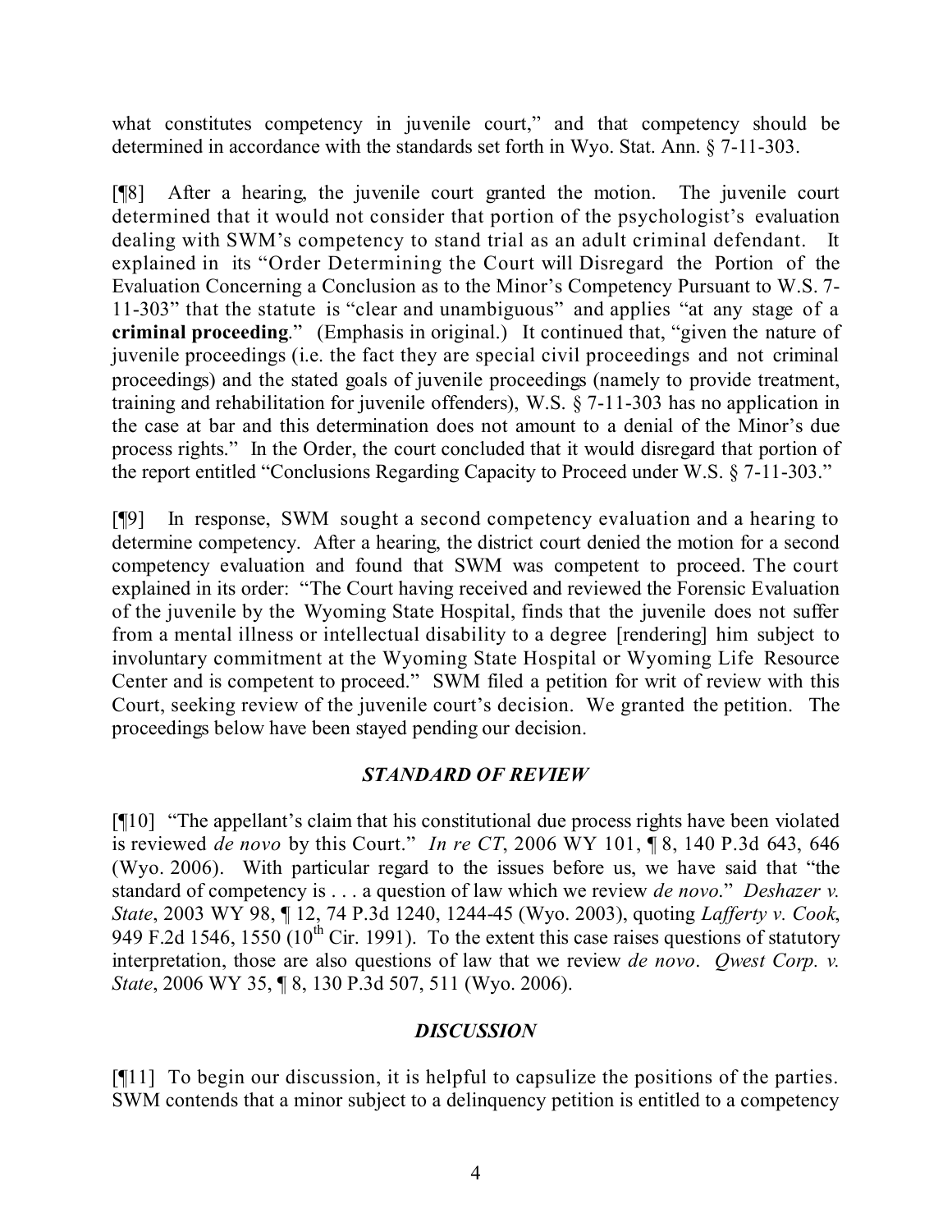what constitutes competency in juvenile court," and that competency should be determined in accordance with the standards set forth in Wyo. Stat. Ann. § 7-11-303.

[¶8] After a hearing, the juvenile court granted the motion. The juvenile court determined that it would not consider that portion of the psychologist's evaluation dealing with SWM's competency to stand trial as an adult criminal defendant. It explained in its "Order Determining the Court will Disregard the Portion of the Evaluation Concerning a Conclusion as to the Minor's Competency Pursuant to W.S. 7-11-303" that the statute is "clear and unambiguous" and applies "at any stage of a **criminal proceeding**." (Emphasis in original.) It continued that, "given the nature of juvenile proceedings (i.e. the fact they are special civil proceedings and not criminal proceedings) and the stated goals of juvenile proceedings (namely to provide treatment, training and rehabilitation for juvenile offenders), W.S. § 7-11-303 has no application in the case at bar and this determination does not amount to a denial of the Minor's due process rights." In the Order, the court concluded that it would disregard that portion of the report entitled "Conclusions Regarding Capacity to Proceed under W.S. § 7-11-303."

[¶9] In response, SWM sought a second competency evaluation and a hearing to determine competency. After a hearing, the district court denied the motion for a second competency evaluation and found that SWM was competent to proceed. The court explained in its order: "The Court having received and reviewed the Forensic Evaluation of the juvenile by the Wyoming State Hospital, finds that the juvenile does not suffer from a mental illness or intellectual disability to a degree [rendering] him subject to involuntary commitment at the Wyoming State Hospital or Wyoming Life Resource Center and is competent to proceed." SWM filed a petition for writ of review with this Court, seeking review of the juvenile court's decision. We granted the petition. The proceedings below have been stayed pending our decision.

### *STANDARD OF REVIEW*

[¶10] "The appellant's claim that his constitutional due process rights have been violated is reviewed *de novo* by this Court." *In re CT*, 2006 WY 101, ¶ 8, 140 P.3d 643, 646 (Wyo. 2006). With particular regard to the issues before us, we have said that "the standard of competency is . . . a question of law which we review *de novo*." *Deshazer v. State*, 2003 WY 98, ¶ 12, 74 P.3d 1240, 1244-45 (Wyo. 2003), quoting *Lafferty v. Cook*, 949 F.2d 1546, 1550 (10th Cir. 1991). To the extent this case raises questions of statutory interpretation, those are also questions of law that we review *de novo*. *Qwest Corp. v. State*, 2006 WY 35, ¶ 8, 130 P.3d 507, 511 (Wyo. 2006).

### *DISCUSSION*

[¶11] To begin our discussion, it is helpful to capsulize the positions of the parties. SWM contends that a minor subject to a delinquency petition is entitled to a competency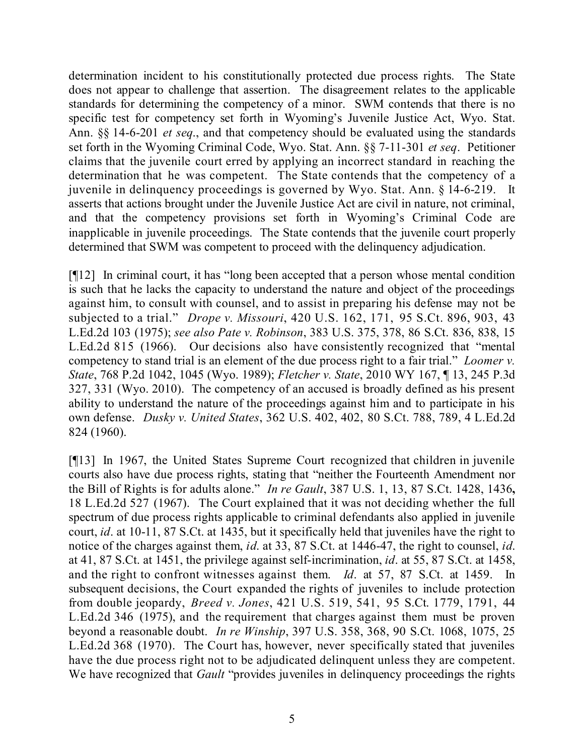determination incident to his constitutionally protected due process rights. The State does not appear to challenge that assertion. The disagreement relates to the applicable standards for determining the competency of a minor. SWM contends that there is no specific test for competency set forth in Wyoming's Juvenile Justice Act, Wyo. Stat. Ann. §§ 14-6-201 *et seq*., and that competency should be evaluated using the standards set forth in the Wyoming Criminal Code, Wyo. Stat. Ann. §§ 7-11-301 *et seq*. Petitioner claims that the juvenile court erred by applying an incorrect standard in reaching the determination that he was competent. The State contends that the competency of a juvenile in delinquency proceedings is governed by Wyo. Stat. Ann. § 14-6-219. It asserts that actions brought under the Juvenile Justice Act are civil in nature, not criminal, and that the competency provisions set forth in Wyoming's Criminal Code are inapplicable in juvenile proceedings. The State contends that the juvenile court properly determined that SWM was competent to proceed with the delinquency adjudication.

[¶12] In criminal court, it has "long been accepted that a person whose mental condition is such that he lacks the capacity to understand the nature and object of the proceedings against him, to consult with counsel, and to assist in preparing his defense may not be subjected to a trial." *Drope v. Missouri*, 420 U.S. 162, 171, 95 S.Ct. 896, 903, 43 L.Ed.2d 103 (1975); *see also Pate v. Robinson*, 383 U.S. 375, 378, 86 S.Ct. 836, 838, 15 L.Ed.2d 815 (1966). Our decisions also have consistently recognized that "mental competency to stand trial is an element of the due process right to a fair trial." *Loomer v. State*, 768 P.2d 1042, 1045 (Wyo. 1989); *Fletcher v. State*, 2010 WY 167, ¶ 13, 245 P.3d 327, 331 (Wyo. 2010). The competency of an accused is broadly defined as his present ability to understand the nature of the proceedings against him and to participate in his own defense. *Dusky v. United States*, 362 U.S. 402, 402, 80 S.Ct. 788, 789, 4 L.Ed.2d 824 (1960).

[¶13] In 1967, the United States Supreme Court recognized that children in juvenile courts also have due process rights, stating that "neither the Fourteenth Amendment nor the Bill of Rights is for adults alone." *In re Gault*, 387 U.S. 1, 13, 87 S.Ct. 1428, 1436**,** 18 L.Ed.2d 527 (1967). The Court explained that it was not deciding whether the full spectrum of due process rights applicable to criminal defendants also applied in juvenile court, *id*. at 10-11, 87 S.Ct. at 1435, but it specifically held that juveniles have the right to notice of the charges against them, *id*. at 33, 87 S.Ct. at 1446-47, the right to counsel, *id*. at 41, 87 S.Ct. at 1451, the privilege against self-incrimination, *id*. at 55, 87 S.Ct. at 1458, and the right to confront witnesses against them. *Id*. at 57, 87 S.Ct. at 1459. In subsequent decisions, the Court expanded the rights of juveniles to include protection from double jeopardy, *Breed v. Jones*, 421 U.S. 519, 541, 95 S.Ct. 1779, 1791, 44 L.Ed.2d 346 (1975), and the requirement that charges against them must be proven beyond a reasonable doubt. *In re Winship*, 397 U.S. 358, 368, 90 S.Ct. 1068, 1075, 25 L.Ed.2d 368 (1970). The Court has, however, never specifically stated that juveniles have the due process right not to be adjudicated delinquent unless they are competent. We have recognized that *Gault* "provides juveniles in delinquency proceedings the rights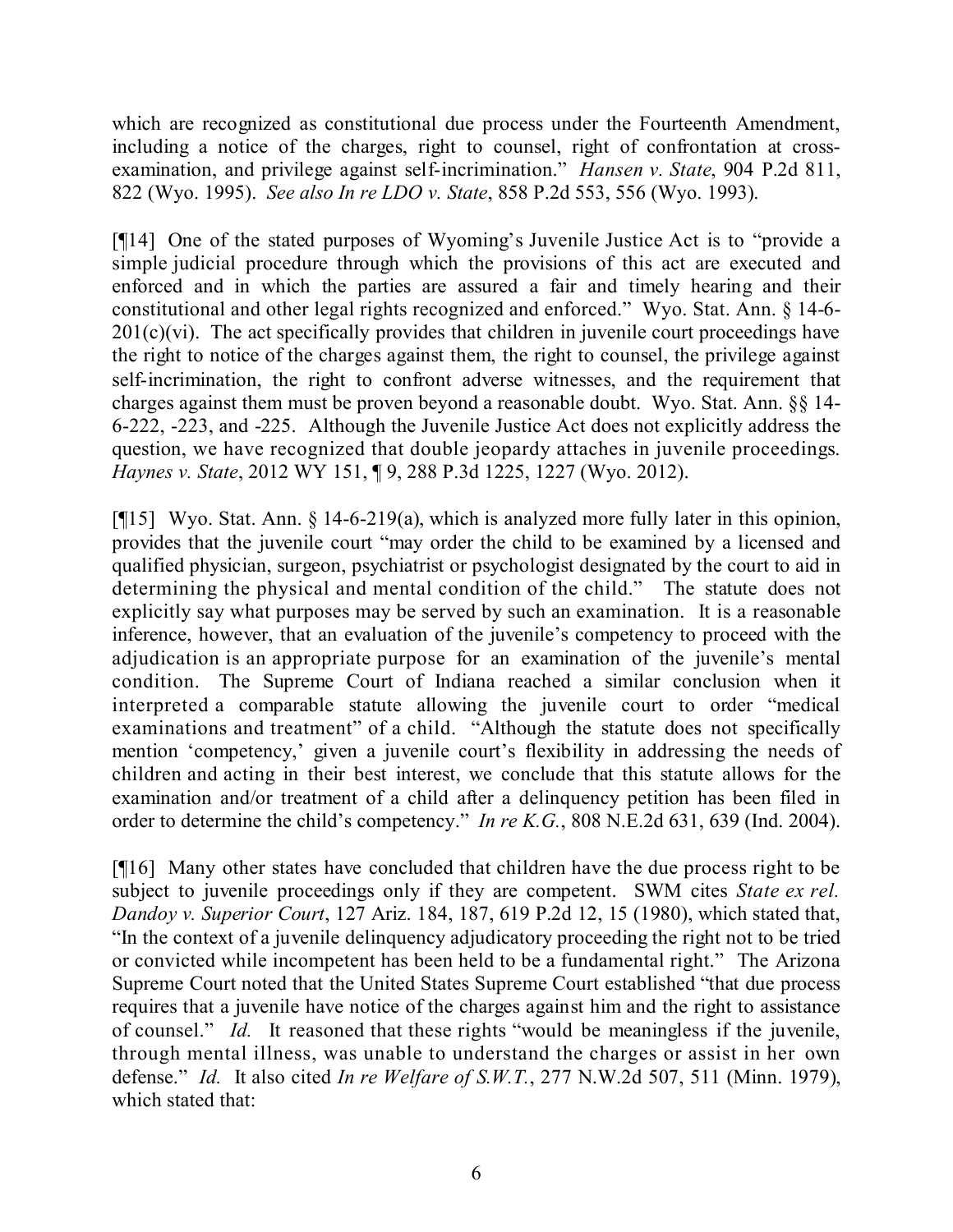which are recognized as constitutional due process under the Fourteenth Amendment, including a notice of the charges, right to counsel, right of confrontation at cross-examination, and privilege against self-incrimination." *Hansen v. State*, 904 P.2d 811, 822 (Wyo. 1995). *See also In re LDO v. State*, 858 P.2d 553, 556 (Wyo. 1993).

[¶14] One of the stated purposes of Wyoming's Juvenile Justice Act is to "provide a simple judicial procedure through which the provisions of this act are executed and enforced and in which the parties are assured a fair and timely hearing and their constitutional and other legal rights recognized and enforced." Wyo. Stat. Ann. § 14-6-201(c)(vi). The act specifically provides that children in juvenile court proceedings have the right to notice of the charges against them, the right to counsel, the privilege against self-incrimination, the right to confront adverse witnesses, and the requirement that charges against them must be proven beyond a reasonable doubt. Wyo. Stat. Ann. §§ 14-6-222, -223, and -225. Although the Juvenile Justice Act does not explicitly address the question, we have recognized that double jeopardy attaches in juvenile proceedings. *Haynes v. State*, 2012 WY 151, ¶ 9, 288 P.3d 1225, 1227 (Wyo. 2012).

[¶15] Wyo. Stat. Ann. § 14-6-219(a), which is analyzed more fully later in this opinion, provides that the juvenile court "may order the child to be examined by a licensed and qualified physician, surgeon, psychiatrist or psychologist designated by the court to aid in determining the physical and mental condition of the child." The statute does not explicitly say what purposes may be served by such an examination. It is a reasonable inference, however, that an evaluation of the juvenile's competency to proceed with the adjudication is an appropriate purpose for an examination of the juvenile's mental condition. The Supreme Court of Indiana reached a similar conclusion when it interpreted a comparable statute allowing the juvenile court to order "medical examinations and treatment" of a child. "Although the statute does not specifically mention 'competency,' given a juvenile court's flexibility in addressing the needs of children and acting in their best interest, we conclude that this statute allows for the examination and/or treatment of a child after a delinquency petition has been filed in order to determine the child's competency." *In re K.G.*, 808 N.E.2d 631, 639 (Ind. 2004).

[¶16] Many other states have concluded that children have the due process right to be subject to juvenile proceedings only if they are competent. SWM cites *State ex rel. Dandoy v. Superior Court*, 127 Ariz. 184, 187, 619 P.2d 12, 15 (1980), which stated that, "In the context of a juvenile delinquency adjudicatory proceeding the right not to be tried or convicted while incompetent has been held to be a fundamental right." The Arizona Supreme Court noted that the United States Supreme Court established "that due process requires that a juvenile have notice of the charges against him and the right to assistance of counsel." *Id.* It reasoned that these rights "would be meaningless if the juvenile, through mental illness, was unable to understand the charges or assist in her own defense." *Id.* It also cited *In re Welfare of S.W.T.*, 277 N.W.2d 507, 511 (Minn. 1979), which stated that: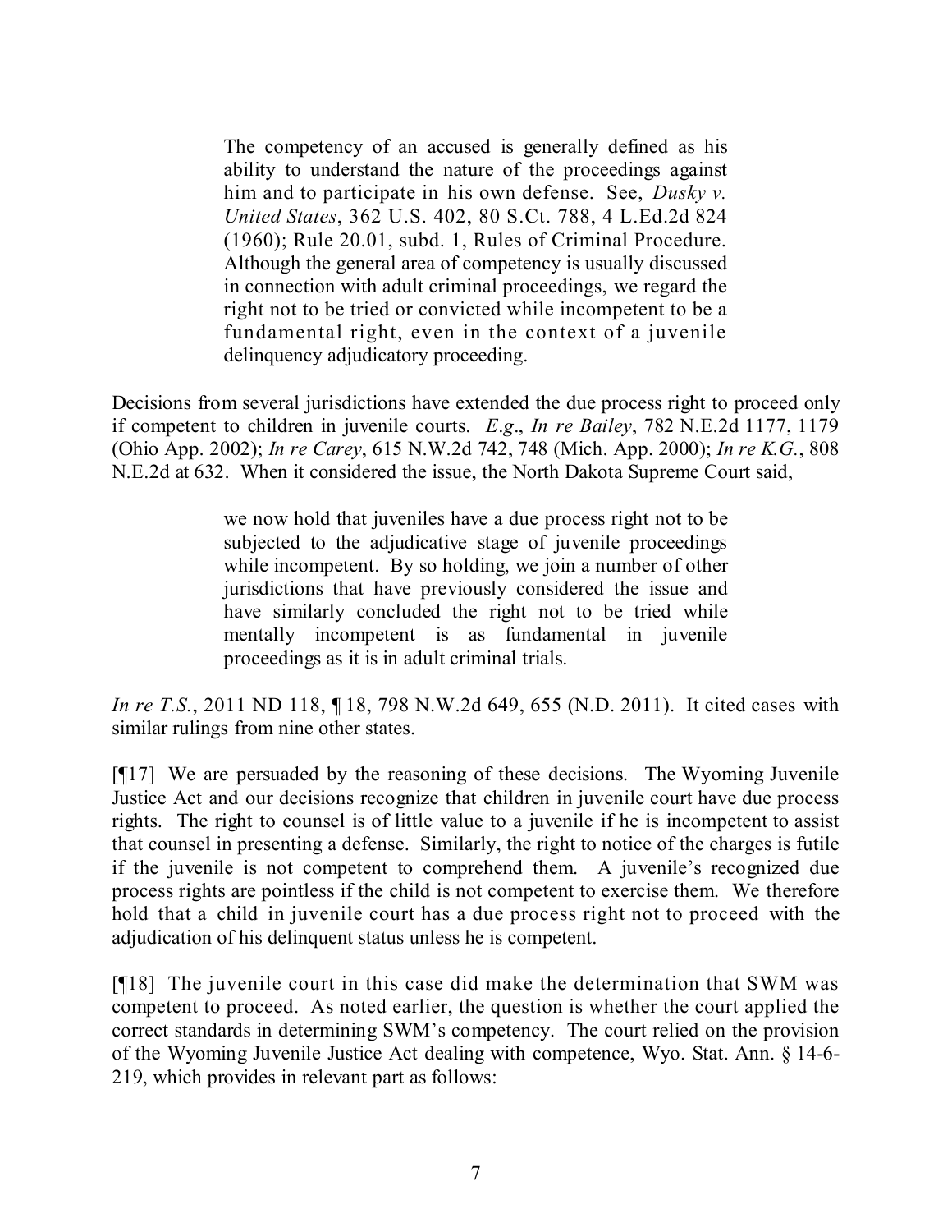> The competency of an accused is generally defined as his ability to understand the nature of the proceedings against him and to participate in his own defense. See, *Dusky v. United States*, 362 U.S. 402, 80 S.Ct. 788, 4 L.Ed.2d 824 (1960); Rule 20.01, subd. 1, Rules of Criminal Procedure. Although the general area of competency is usually discussed in connection with adult criminal proceedings, we regard the right not to be tried or convicted while incompetent to be a fundamental right, even in the context of a juvenile delinquency adjudicatory proceeding.

Decisions from several jurisdictions have extended the due process right to proceed only if competent to children in juvenile courts. *E.g*., *In re Bailey*, 782 N.E.2d 1177, 1179 (Ohio App. 2002); *In re Carey*, 615 N.W.2d 742, 748 (Mich. App. 2000); *In re K.G.*, 808 N.E.2d at 632. When it considered the issue, the North Dakota Supreme Court said,

> we now hold that juveniles have a due process right not to be subjected to the adjudicative stage of juvenile proceedings while incompetent. By so holding, we join a number of other jurisdictions that have previously considered the issue and have similarly concluded the right not to be tried while mentally incompetent is as fundamental in juvenile proceedings as it is in adult criminal trials.

*In re T.S.*, 2011 ND 118, ¶ 18, 798 N.W.2d 649, 655 (N.D. 2011). It cited cases with similar rulings from nine other states.

[¶17] We are persuaded by the reasoning of these decisions. The Wyoming Juvenile Justice Act and our decisions recognize that children in juvenile court have due process rights. The right to counsel is of little value to a juvenile if he is incompetent to assist that counsel in presenting a defense. Similarly, the right to notice of the charges is futile if the juvenile is not competent to comprehend them. A juvenile's recognized due process rights are pointless if the child is not competent to exercise them. We therefore hold that a child in juvenile court has a due process right not to proceed with the adjudication of his delinquent status unless he is competent.

[¶18] The juvenile court in this case did make the determination that SWM was competent to proceed. As noted earlier, the question is whether the court applied the correct standards in determining SWM's competency. The court relied on the provision of the Wyoming Juvenile Justice Act dealing with competence, Wyo. Stat. Ann. § 14-6-219, which provides in relevant part as follows: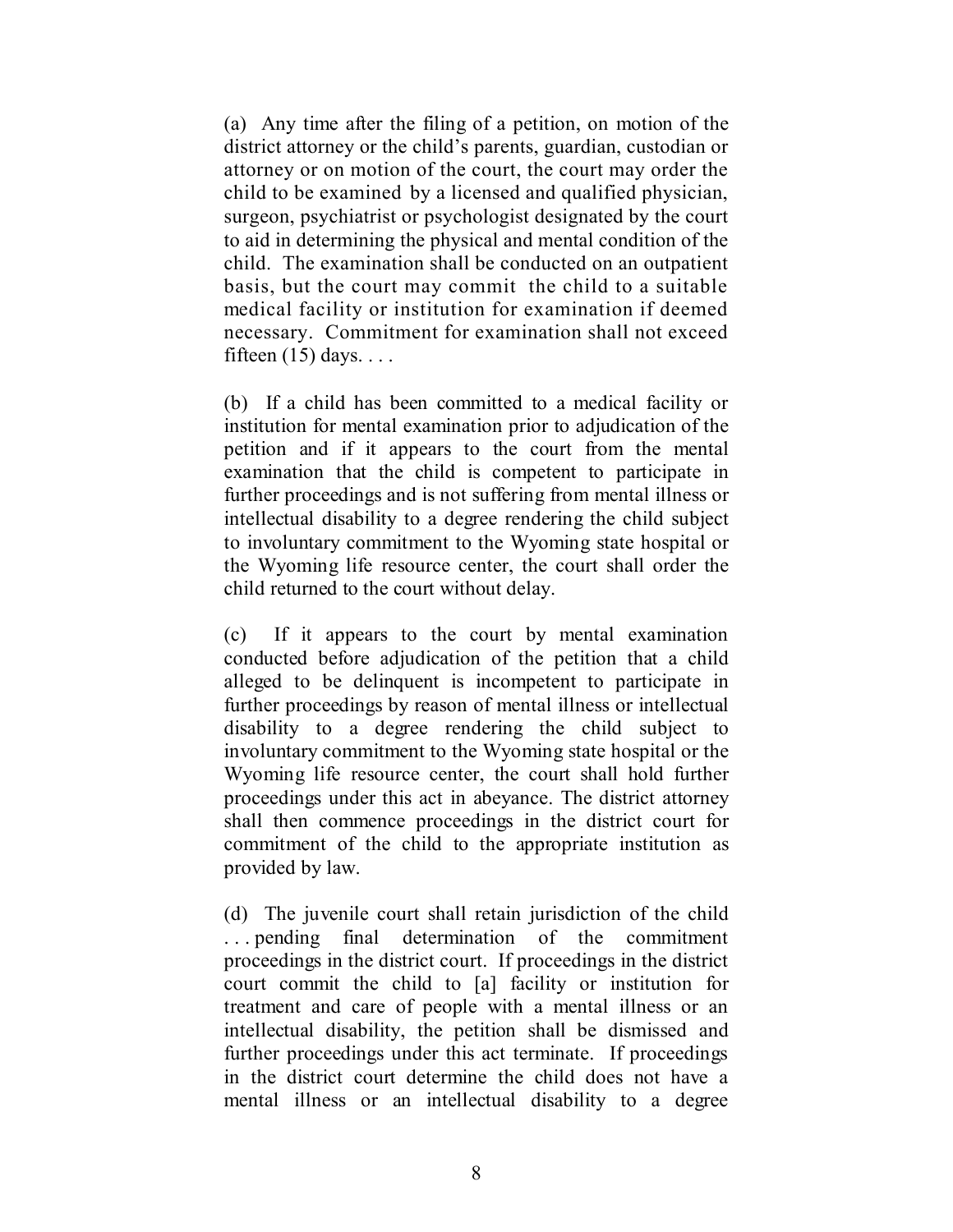(a) Any time after the filing of a petition, on motion of the district attorney or the child's parents, guardian, custodian or attorney or on motion of the court, the court may order the child to be examined by a licensed and qualified physician, surgeon, psychiatrist or psychologist designated by the court to aid in determining the physical and mental condition of the child. The examination shall be conducted on an outpatient basis, but the court may commit the child to a suitable medical facility or institution for examination if deemed necessary. Commitment for examination shall not exceed fifteen (15) days. . . .

(b) If a child has been committed to a medical facility or institution for mental examination prior to adjudication of the petition and if it appears to the court from the mental examination that the child is competent to participate in further proceedings and is not suffering from mental illness or intellectual disability to a degree rendering the child subject to involuntary commitment to the Wyoming state hospital or the Wyoming life resource center, the court shall order the child returned to the court without delay.

(c) If it appears to the court by mental examination conducted before adjudication of the petition that a child alleged to be delinquent is incompetent to participate in further proceedings by reason of mental illness or intellectual disability to a degree rendering the child subject to involuntary commitment to the Wyoming state hospital or the Wyoming life resource center, the court shall hold further proceedings under this act in abeyance. The district attorney shall then commence proceedings in the district court for commitment of the child to the appropriate institution as provided by law.

(d) The juvenile court shall retain jurisdiction of the child . . . pending final determination of the commitment proceedings in the district court. If proceedings in the district court commit the child to [a] facility or institution for treatment and care of people with a mental illness or an intellectual disability, the petition shall be dismissed and further proceedings under this act terminate. If proceedings in the district court determine the child does not have a mental illness or an intellectual disability to a degree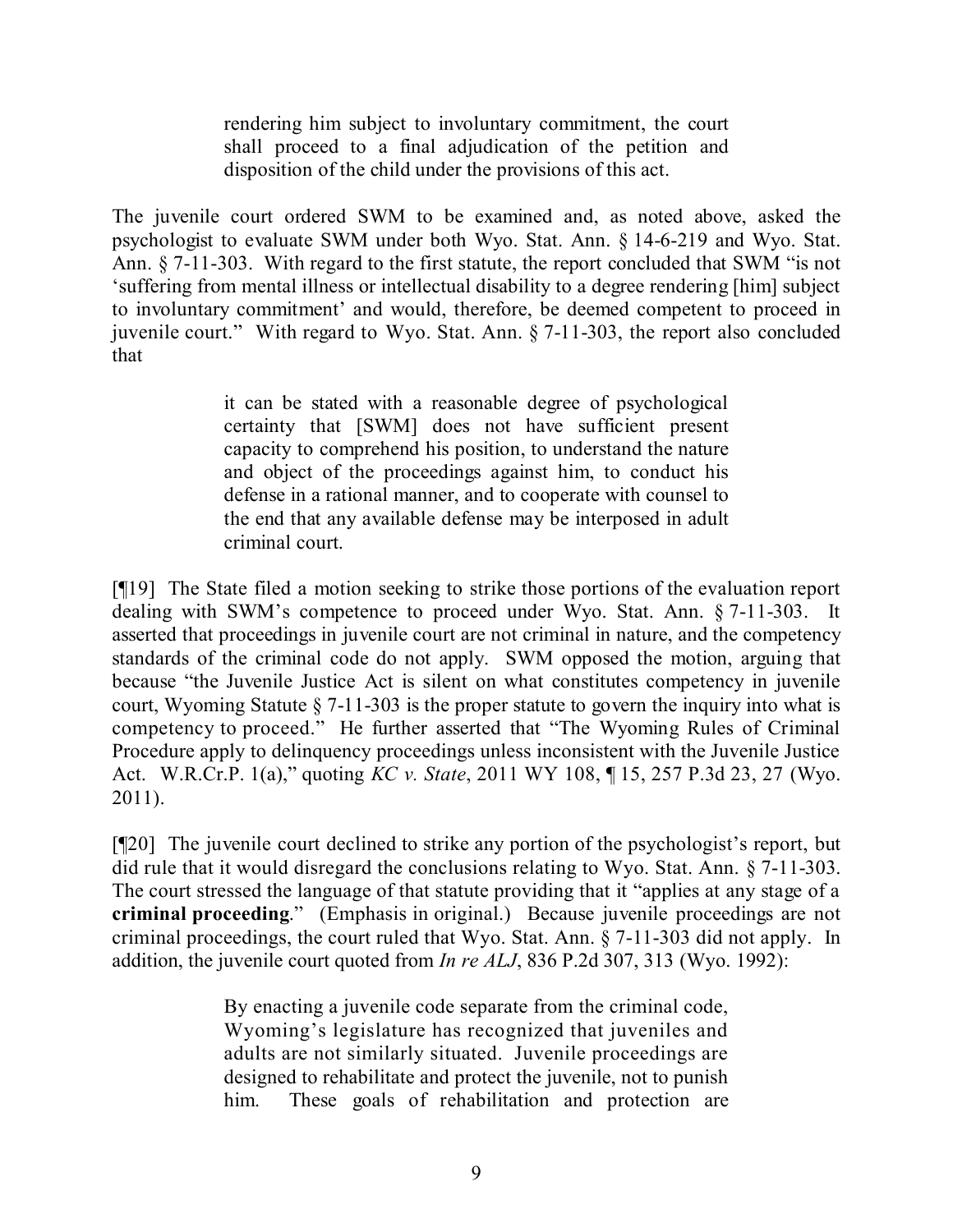> rendering him subject to involuntary commitment, the court shall proceed to a final adjudication of the petition and disposition of the child under the provisions of this act.

The juvenile court ordered SWM to be examined and, as noted above, asked the psychologist to evaluate SWM under both Wyo. Stat. Ann. § 14-6-219 and Wyo. Stat. Ann. § 7-11-303. With regard to the first statute, the report concluded that SWM "is not 'suffering from mental illness or intellectual disability to a degree rendering [him] subject to involuntary commitment' and would, therefore, be deemed competent to proceed in juvenile court." With regard to Wyo. Stat. Ann. § 7-11-303, the report also concluded that

> it can be stated with a reasonable degree of psychological certainty that [SWM] does not have sufficient present capacity to comprehend his position, to understand the nature and object of the proceedings against him, to conduct his defense in a rational manner, and to cooperate with counsel to the end that any available defense may be interposed in adult criminal court.

[¶19] The State filed a motion seeking to strike those portions of the evaluation report dealing with SWM's competence to proceed under Wyo. Stat. Ann. § 7-11-303. It asserted that proceedings in juvenile court are not criminal in nature, and the competency standards of the criminal code do not apply. SWM opposed the motion, arguing that because "the Juvenile Justice Act is silent on what constitutes competency in juvenile court, Wyoming Statute § 7-11-303 is the proper statute to govern the inquiry into what is competency to proceed." He further asserted that "The Wyoming Rules of Criminal Procedure apply to delinquency proceedings unless inconsistent with the Juvenile Justice Act. W.R.Cr.P. 1(a)," quoting *KC v. State*, 2011 WY 108, ¶ 15, 257 P.3d 23, 27 (Wyo. 2011).

[¶20] The juvenile court declined to strike any portion of the psychologist's report, but did rule that it would disregard the conclusions relating to Wyo. Stat. Ann. § 7-11-303. The court stressed the language of that statute providing that it "applies at any stage of a **criminal proceeding**." (Emphasis in original.) Because juvenile proceedings are not criminal proceedings, the court ruled that Wyo. Stat. Ann. § 7-11-303 did not apply. In addition, the juvenile court quoted from *In re ALJ*, 836 P.2d 307, 313 (Wyo. 1992):

> By enacting a juvenile code separate from the criminal code, Wyoming's legislature has recognized that juveniles and adults are not similarly situated. Juvenile proceedings are designed to rehabilitate and protect the juvenile, not to punish him. These goals of rehabilitation and protection are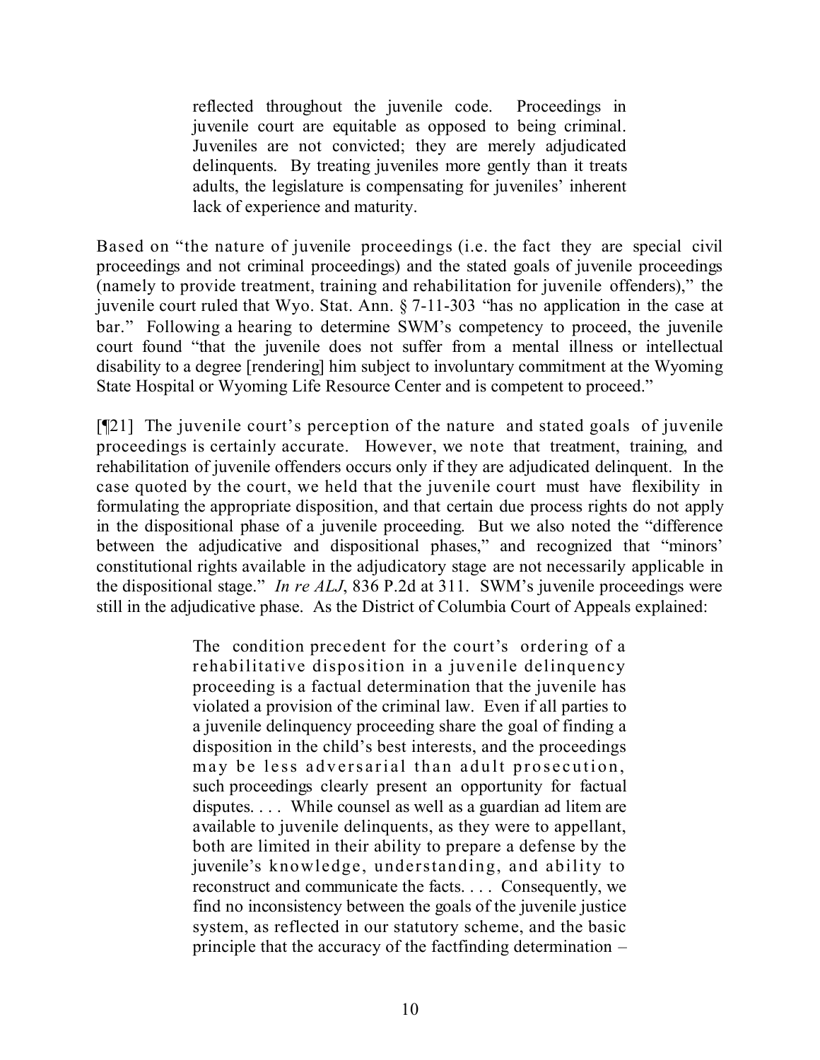> reflected throughout the juvenile code. Proceedings in juvenile court are equitable as opposed to being criminal. Juveniles are not convicted; they are merely adjudicated delinquents. By treating juveniles more gently than it treats adults, the legislature is compensating for juveniles' inherent lack of experience and maturity.

Based on "the nature of juvenile proceedings (i.e. the fact they are special civil proceedings and not criminal proceedings) and the stated goals of juvenile proceedings (namely to provide treatment, training and rehabilitation for juvenile offenders)," the juvenile court ruled that Wyo. Stat. Ann. § 7-11-303 "has no application in the case at bar." Following a hearing to determine SWM's competency to proceed, the juvenile court found "that the juvenile does not suffer from a mental illness or intellectual disability to a degree [rendering] him subject to involuntary commitment at the Wyoming State Hospital or Wyoming Life Resource Center and is competent to proceed."

[¶21] The juvenile court's perception of the nature and stated goals of juvenile proceedings is certainly accurate. However, we note that treatment, training, and rehabilitation of juvenile offenders occurs only if they are adjudicated delinquent. In the case quoted by the court, we held that the juvenile court must have flexibility in formulating the appropriate disposition, and that certain due process rights do not apply in the dispositional phase of a juvenile proceeding. But we also noted the "difference between the adjudicative and dispositional phases," and recognized that "minors' constitutional rights available in the adjudicatory stage are not necessarily applicable in the dispositional stage." *In re ALJ*, 836 P.2d at 311. SWM's juvenile proceedings were still in the adjudicative phase. As the District of Columbia Court of Appeals explained:

> The condition precedent for the court's ordering of a rehabilitative disposition in a juvenile delinquency proceeding is a factual determination that the juvenile has violated a provision of the criminal law. Even if all parties to a juvenile delinquency proceeding share the goal of finding a disposition in the child's best interests, and the proceedings may be less adversarial than adult prosecution, such proceedings clearly present an opportunity for factual disputes. . . . While counsel as well as a guardian ad litem are available to juvenile delinquents, as they were to appellant, both are limited in their ability to prepare a defense by the juvenile's knowledge, understanding, and ability to reconstruct and communicate the facts. . . . Consequently, we find no inconsistency between the goals of the juvenile justice system, as reflected in our statutory scheme, and the basic principle that the accuracy of the factfinding determination –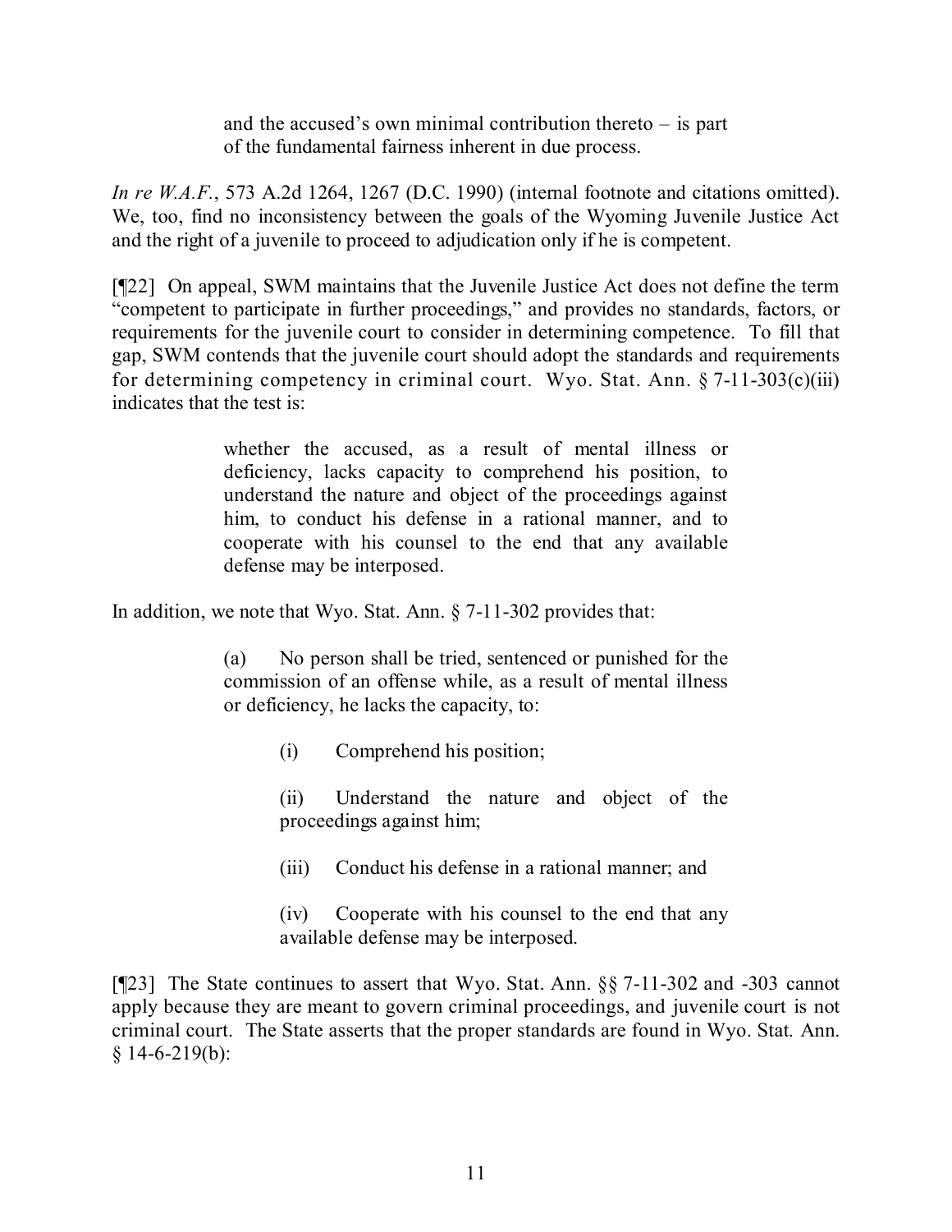> and the accused's own minimal contribution thereto – is part of the fundamental fairness inherent in due process.

*In re W.A.F.*, 573 A.2d 1264, 1267 (D.C. 1990) (internal footnote and citations omitted). We, too, find no inconsistency between the goals of the Wyoming Juvenile Justice Act and the right of a juvenile to proceed to adjudication only if he is competent.

[¶22] On appeal, SWM maintains that the Juvenile Justice Act does not define the term "competent to participate in further proceedings," and provides no standards, factors, or requirements for the juvenile court to consider in determining competence. To fill that gap, SWM contends that the juvenile court should adopt the standards and requirements for determining competency in criminal court. Wyo. Stat. Ann. § 7-11-303(c)(iii) indicates that the test is:

> whether the accused, as a result of mental illness or deficiency, lacks capacity to comprehend his position, to understand the nature and object of the proceedings against him, to conduct his defense in a rational manner, and to cooperate with his counsel to the end that any available defense may be interposed.

In addition, we note that Wyo. Stat. Ann. § 7-11-302 provides that:

> (a) No person shall be tried, sentenced or punished for the commission of an offense while, as a result of mental illness or deficiency, he lacks the capacity, to:
>
> > (i) Comprehend his position;
> >
> > (ii) Understand the nature and object of the proceedings against him;
> >
> > (iii) Conduct his defense in a rational manner; and
> >
> > (iv) Cooperate with his counsel to the end that any available defense may be interposed.

[¶23] The State continues to assert that Wyo. Stat. Ann. §§ 7-11-302 and -303 cannot apply because they are meant to govern criminal proceedings, and juvenile court is not criminal court. The State asserts that the proper standards are found in Wyo. Stat. Ann. § 14-6-219(b):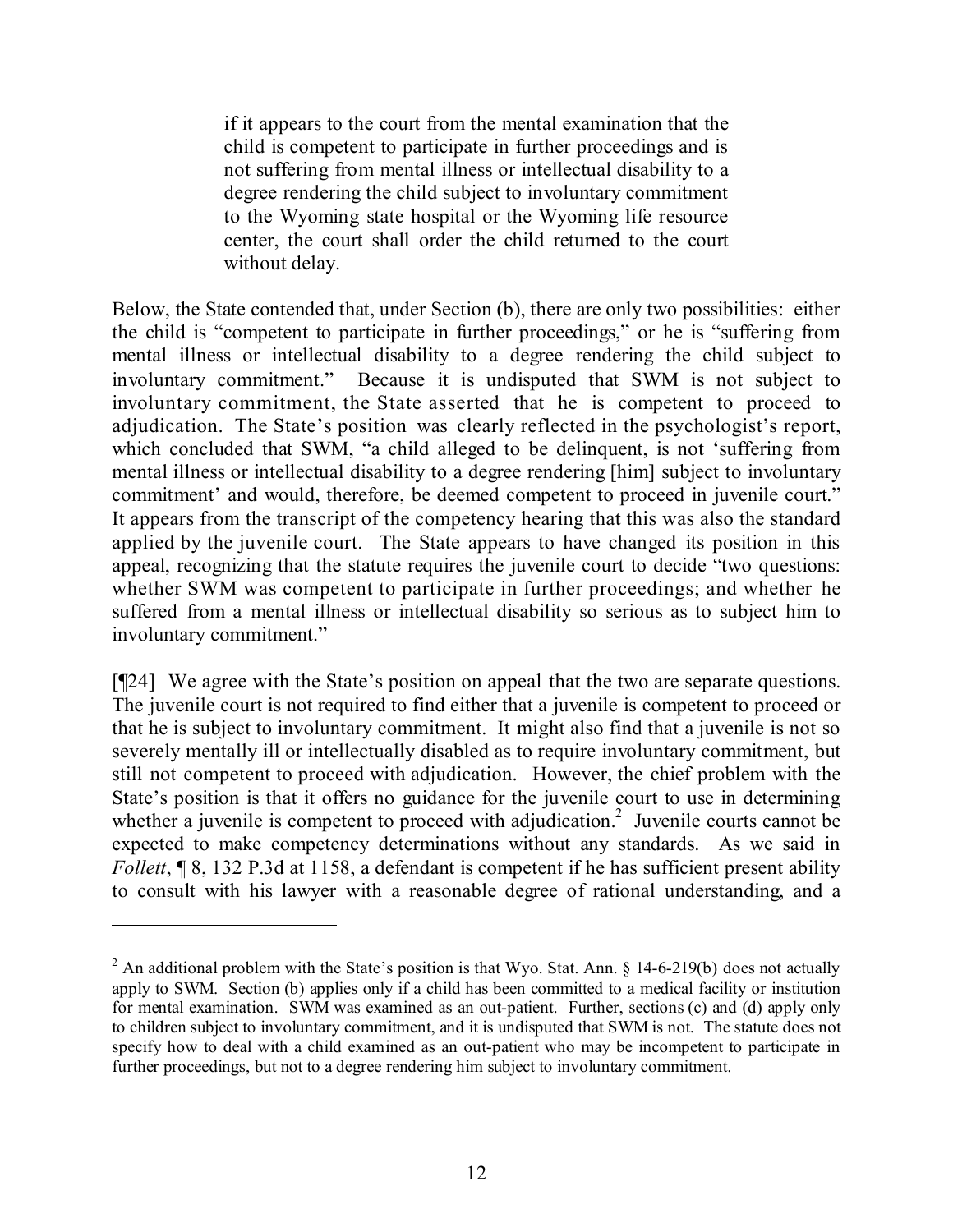> if it appears to the court from the mental examination that the child is competent to participate in further proceedings and is not suffering from mental illness or intellectual disability to a degree rendering the child subject to involuntary commitment to the Wyoming state hospital or the Wyoming life resource center, the court shall order the child returned to the court without delay.

Below, the State contended that, under Section (b), there are only two possibilities: either the child is "competent to participate in further proceedings," or he is "suffering from mental illness or intellectual disability to a degree rendering the child subject to involuntary commitment." Because it is undisputed that SWM is not subject to involuntary commitment, the State asserted that he is competent to proceed to adjudication. The State's position was clearly reflected in the psychologist's report, which concluded that SWM, "a child alleged to be delinquent, is not 'suffering from mental illness or intellectual disability to a degree rendering [him] subject to involuntary commitment' and would, therefore, be deemed competent to proceed in juvenile court." It appears from the transcript of the competency hearing that this was also the standard applied by the juvenile court. The State appears to have changed its position in this appeal, recognizing that the statute requires the juvenile court to decide "two questions: whether SWM was competent to participate in further proceedings; and whether he suffered from a mental illness or intellectual disability so serious as to subject him to involuntary commitment."

[¶24] We agree with the State's position on appeal that the two are separate questions. The juvenile court is not required to find either that a juvenile is competent to proceed or that he is subject to involuntary commitment. It might also find that a juvenile is not so severely mentally ill or intellectually disabled as to require involuntary commitment, but still not competent to proceed with adjudication. However, the chief problem with the State's position is that it offers no guidance for the juvenile court to use in determining whether a juvenile is competent to proceed with adjudication.[2] Juvenile courts cannot be expected to make competency determinations without any standards. As we said in *Follett*, ¶ 8, 132 P.3d at 1158, a defendant is competent if he has sufficient present ability to consult with his lawyer with a reasonable degree of rational understanding, and a

---

[2] An additional problem with the State's position is that Wyo. Stat. Ann. § 14-6-219(b) does not actually apply to SWM. Section (b) applies only if a child has been committed to a medical facility or institution for mental examination. SWM was examined as an out-patient. Further, sections (c) and (d) apply only to children subject to involuntary commitment, and it is undisputed that SWM is not. The statute does not specify how to deal with a child examined as an out-patient who may be incompetent to participate in further proceedings, but not to a degree rendering him subject to involuntary commitment.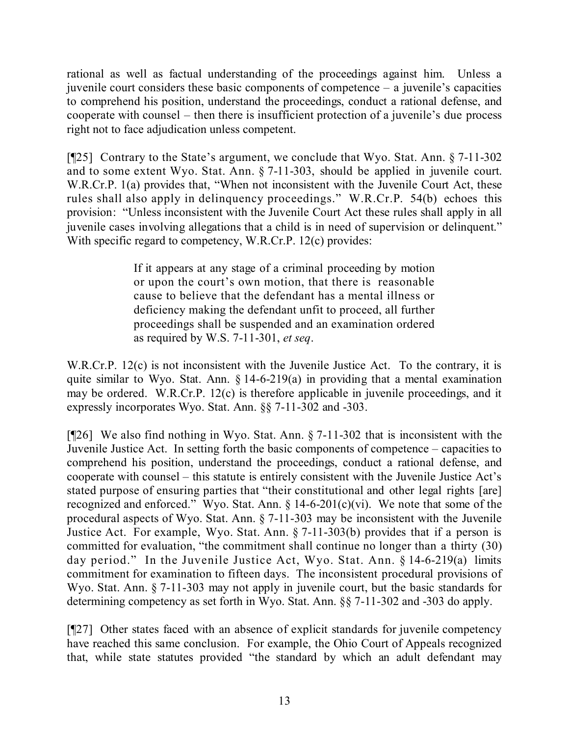rational as well as factual understanding of the proceedings against him. Unless a juvenile court considers these basic components of competence – a juvenile's capacities to comprehend his position, understand the proceedings, conduct a rational defense, and cooperate with counsel – then there is insufficient protection of a juvenile's due process right not to face adjudication unless competent.

[¶25] Contrary to the State's argument, we conclude that Wyo. Stat. Ann. § 7-11-302 and to some extent Wyo. Stat. Ann. § 7-11-303, should be applied in juvenile court. W.R.Cr.P. 1(a) provides that, "When not inconsistent with the Juvenile Court Act, these rules shall also apply in delinquency proceedings." W.R.Cr.P. 54(b) echoes this provision: "Unless inconsistent with the Juvenile Court Act these rules shall apply in all juvenile cases involving allegations that a child is in need of supervision or delinquent." With specific regard to competency, W.R.Cr.P. 12(c) provides:

> If it appears at any stage of a criminal proceeding by motion or upon the court's own motion, that there is reasonable cause to believe that the defendant has a mental illness or deficiency making the defendant unfit to proceed, all further proceedings shall be suspended and an examination ordered as required by W.S. 7-11-301, *et seq*.

W.R.Cr.P. 12(c) is not inconsistent with the Juvenile Justice Act. To the contrary, it is quite similar to Wyo. Stat. Ann. § 14-6-219(a) in providing that a mental examination may be ordered. W.R.Cr.P. 12(c) is therefore applicable in juvenile proceedings, and it expressly incorporates Wyo. Stat. Ann. §§ 7-11-302 and -303.

[¶26] We also find nothing in Wyo. Stat. Ann. § 7-11-302 that is inconsistent with the Juvenile Justice Act. In setting forth the basic components of competence – capacities to comprehend his position, understand the proceedings, conduct a rational defense, and cooperate with counsel – this statute is entirely consistent with the Juvenile Justice Act's stated purpose of ensuring parties that "their constitutional and other legal rights [are] recognized and enforced." Wyo. Stat. Ann. § 14-6-201(c)(vi). We note that some of the procedural aspects of Wyo. Stat. Ann. § 7-11-303 may be inconsistent with the Juvenile Justice Act. For example, Wyo. Stat. Ann. § 7-11-303(b) provides that if a person is committed for evaluation, "the commitment shall continue no longer than a thirty (30) day period." In the Juvenile Justice Act, Wyo. Stat. Ann. § 14-6-219(a) limits commitment for examination to fifteen days. The inconsistent procedural provisions of Wyo. Stat. Ann. § 7-11-303 may not apply in juvenile court, but the basic standards for determining competency as set forth in Wyo. Stat. Ann. §§ 7-11-302 and -303 do apply.

[¶27] Other states faced with an absence of explicit standards for juvenile competency have reached this same conclusion. For example, the Ohio Court of Appeals recognized that, while state statutes provided "the standard by which an adult defendant may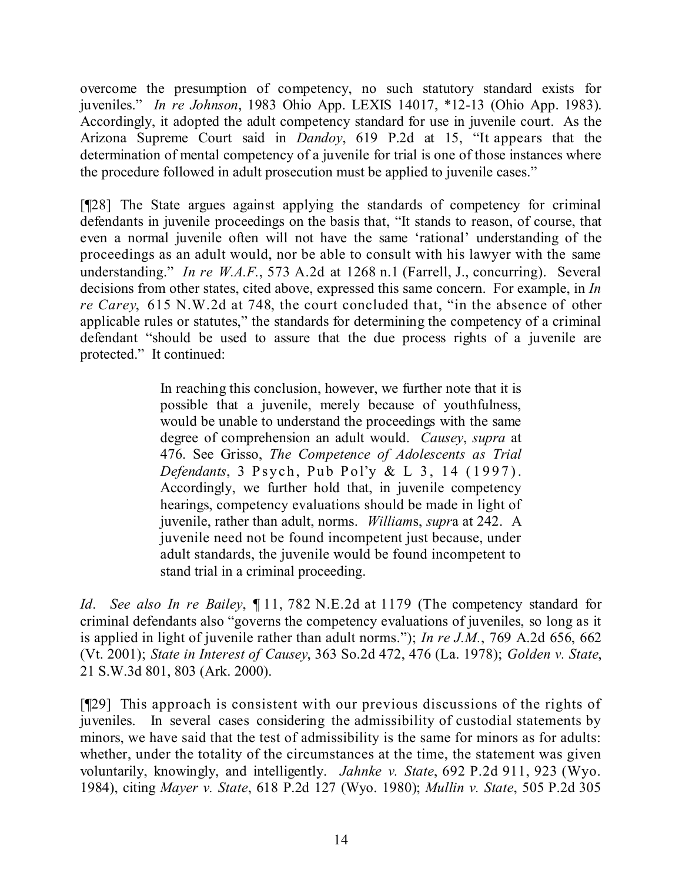overcome the presumption of competency, no such statutory standard exists for juveniles." *In re Johnson*, 1983 Ohio App. LEXIS 14017, *12-13 (Ohio App. 1983). Accordingly, it adopted the adult competency standard for use in juvenile court. As the Arizona Supreme Court said in *Dandoy*, 619 P.2d at 15, "It appears that the determination of mental competency of a juvenile for trial is one of those instances where the procedure followed in adult prosecution must be applied to juvenile cases."

[¶28] The State argues against applying the standards of competency for criminal defendants in juvenile proceedings on the basis that, "It stands to reason, of course, that even a normal juvenile often will not have the same 'rational' understanding of the proceedings as an adult would, nor be able to consult with his lawyer with the same understanding." *In re W.A.F.*, 573 A.2d at 1268 n.1 (Farrell, J., concurring). Several decisions from other states, cited above, expressed this same concern. For example, in *In re Carey*, 615 N.W.2d at 748, the court concluded that, "in the absence of other applicable rules or statutes," the standards for determining the competency of a criminal defendant "should be used to assure that the due process rights of a juvenile are protected." It continued:

> In reaching this conclusion, however, we further note that it is possible that a juvenile, merely because of youthfulness, would be unable to understand the proceedings with the same degree of comprehension an adult would. *Causey*, *supra* at 476. See Grisso, *The Competence of Adolescents as Trial Defendants*, 3 Psych, Pub Pol'y & L 3, 14 (1997). Accordingly, we further hold that, in juvenile competency hearings, competency evaluations should be made in light of juvenile, rather than adult, norms. *Williams*, *supra* at 242. A juvenile need not be found incompetent just because, under adult standards, the juvenile would be found incompetent to stand trial in a criminal proceeding.

*Id*. *See also In re Bailey*, ¶ 11, 782 N.E.2d at 1179 (The competency standard for criminal defendants also "governs the competency evaluations of juveniles, so long as it is applied in light of juvenile rather than adult norms."); *In re J.M.*, 769 A.2d 656, 662 (Vt. 2001); *State in Interest of Causey*, 363 So.2d 472, 476 (La. 1978); *Golden v. State*, 21 S.W.3d 801, 803 (Ark. 2000).

[¶29] This approach is consistent with our previous discussions of the rights of juveniles. In several cases considering the admissibility of custodial statements by minors, we have said that the test of admissibility is the same for minors as for adults: whether, under the totality of the circumstances at the time, the statement was given voluntarily, knowingly, and intelligently. *Jahnke v. State*, 692 P.2d 911, 923 (Wyo. 1984), citing *Mayer v. State*, 618 P.2d 127 (Wyo. 1980); *Mullin v. State*, 505 P.2d 305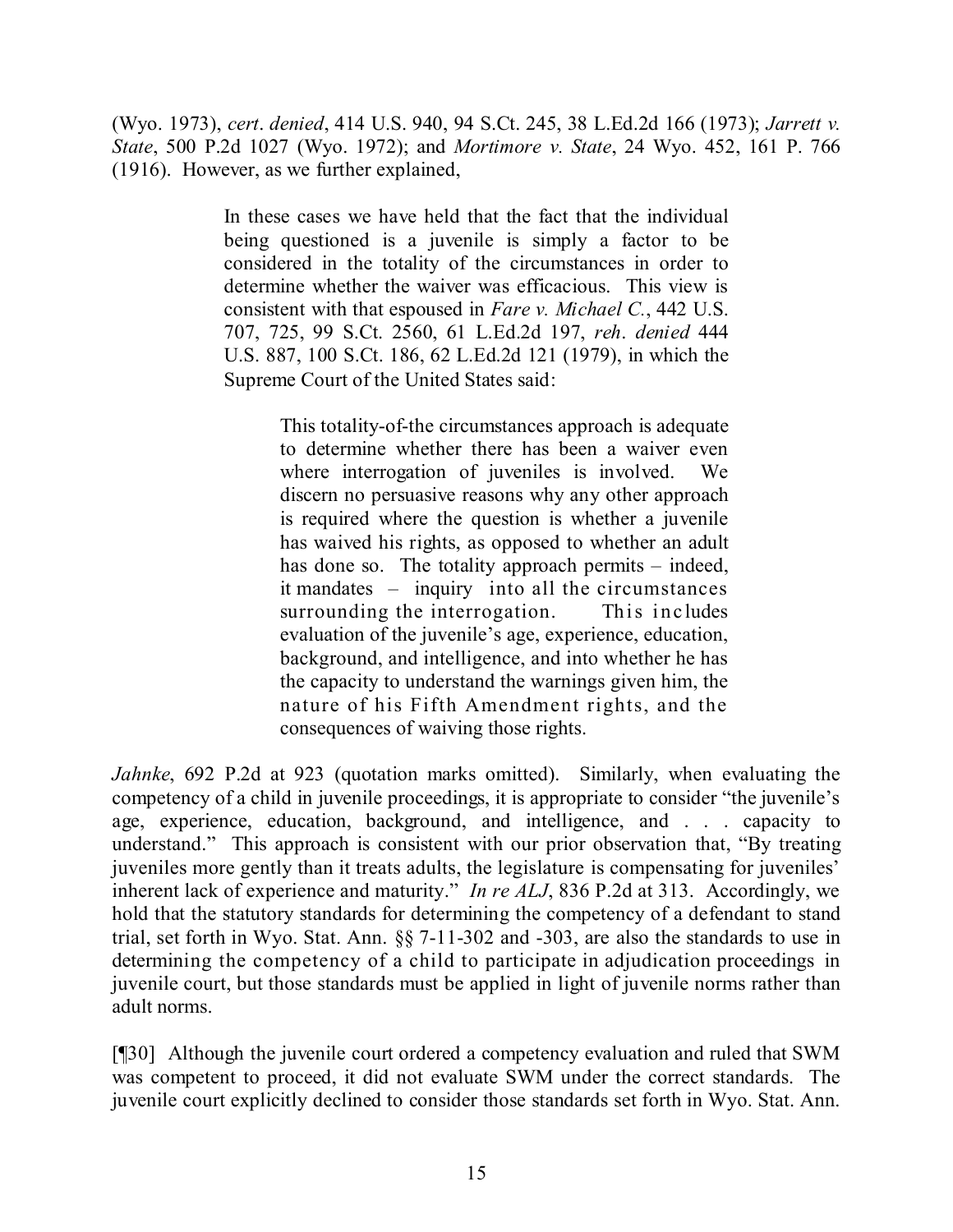(Wyo. 1973), *cert. denied*, 414 U.S. 940, 94 S.Ct. 245, 38 L.Ed.2d 166 (1973); *Jarrett v. State*, 500 P.2d 1027 (Wyo. 1972); and *Mortimore v. State*, 24 Wyo. 452, 161 P. 766 (1916). However, as we further explained,

> In these cases we have held that the fact that the individual being questioned is a juvenile is simply a factor to be considered in the totality of the circumstances in order to determine whether the waiver was efficacious. This view is consistent with that espoused in *Fare v. Michael C.*, 442 U.S. 707, 725, 99 S.Ct. 2560, 61 L.Ed.2d 197, *reh. denied* 444 U.S. 887, 100 S.Ct. 186, 62 L.Ed.2d 121 (1979), in which the Supreme Court of the United States said:
>
> > This totality-of-the circumstances approach is adequate to determine whether there has been a waiver even where interrogation of juveniles is involved. We discern no persuasive reasons why any other approach is required where the question is whether a juvenile has waived his rights, as opposed to whether an adult has done so. The totality approach permits – indeed, it mandates – inquiry into all the circumstances surrounding the interrogation. This includes evaluation of the juvenile's age, experience, education, background, and intelligence, and into whether he has the capacity to understand the warnings given him, the nature of his Fifth Amendment rights, and the consequences of waiving those rights.

*Jahnke*, 692 P.2d at 923 (quotation marks omitted). Similarly, when evaluating the competency of a child in juvenile proceedings, it is appropriate to consider "the juvenile's age, experience, education, background, and intelligence, and . . . capacity to understand." This approach is consistent with our prior observation that, "By treating juveniles more gently than it treats adults, the legislature is compensating for juveniles' inherent lack of experience and maturity." *In re ALJ*, 836 P.2d at 313. Accordingly, we hold that the statutory standards for determining the competency of a defendant to stand trial, set forth in Wyo. Stat. Ann. §§ 7-11-302 and -303, are also the standards to use in determining the competency of a child to participate in adjudication proceedings in juvenile court, but those standards must be applied in light of juvenile norms rather than adult norms.

[¶30] Although the juvenile court ordered a competency evaluation and ruled that SWM was competent to proceed, it did not evaluate SWM under the correct standards. The juvenile court explicitly declined to consider those standards set forth in Wyo. Stat. Ann.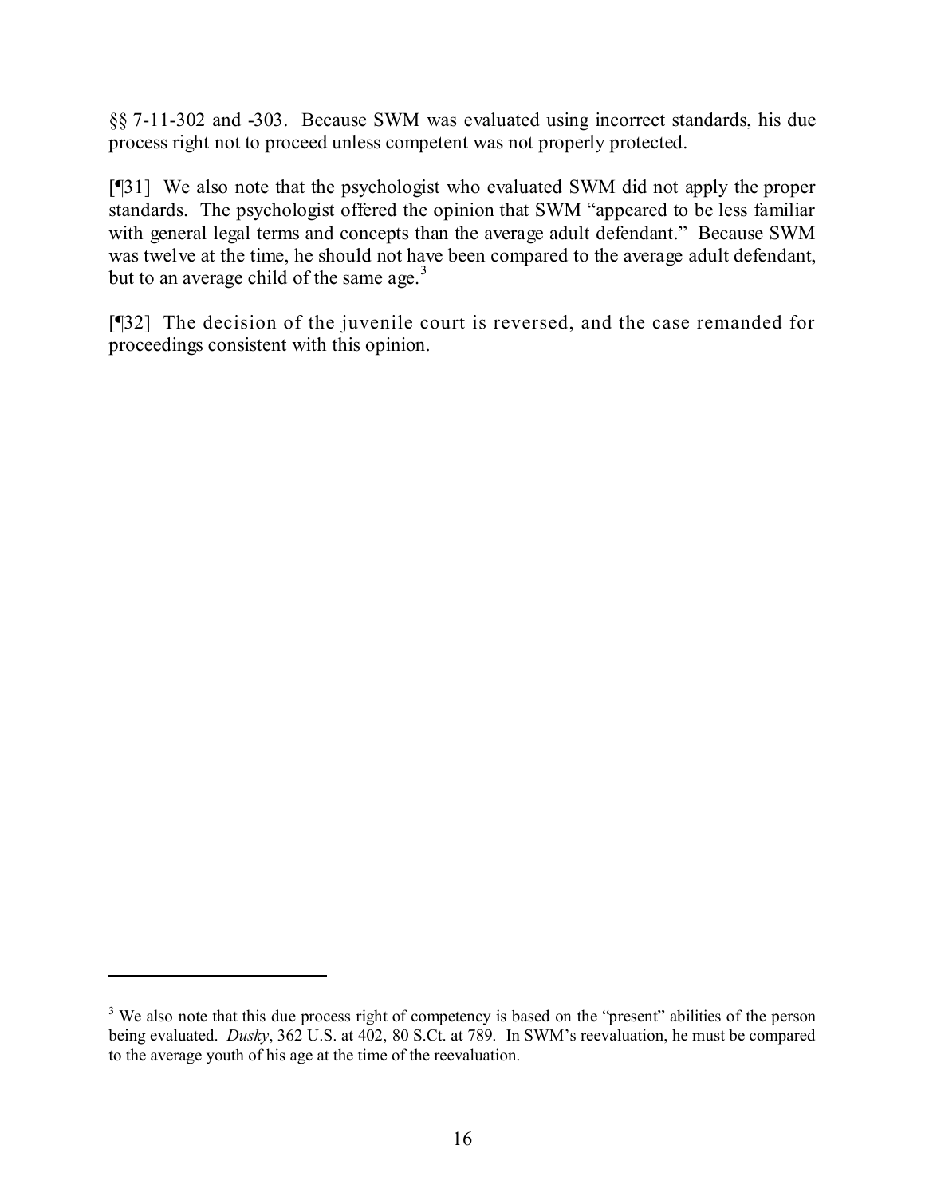§§ 7-11-302 and -303. Because SWM was evaluated using incorrect standards, his due process right not to proceed unless competent was not properly protected.

[¶31] We also note that the psychologist who evaluated SWM did not apply the proper standards. The psychologist offered the opinion that SWM "appeared to be less familiar with general legal terms and concepts than the average adult defendant." Because SWM was twelve at the time, he should not have been compared to the average adult defendant, but to an average child of the same age.[3]

[¶32] The decision of the juvenile court is reversed, and the case remanded for proceedings consistent with this opinion.

---

[3] We also note that this due process right of competency is based on the "present" abilities of the person being evaluated. *Dusky*, 362 U.S. at 402, 80 S.Ct. at 789. In SWM's reevaluation, he must be compared to the average youth of his age at the time of the reevaluation.